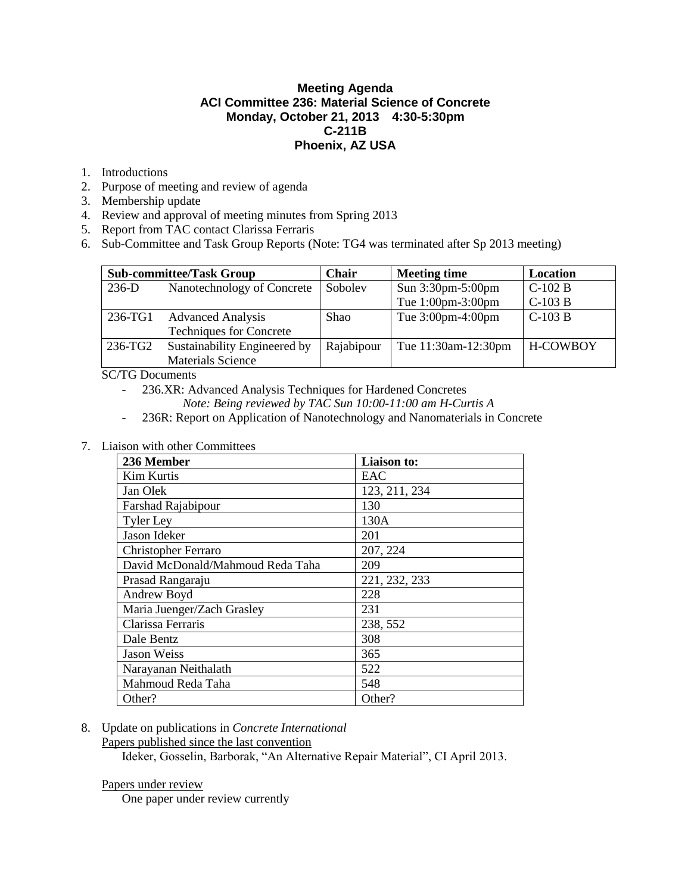# Meeting Agenda
## ACI Committee 236: Material Science of Concrete
### Monday, October 21, 2013 4:30-5:30pm
### C-211B
### Phoenix, AZ USA

1. Introductions
2. Purpose of meeting and review of agenda
3. Membership update
4. Review and approval of meeting minutes from Spring 2013
5. Report from TAC contact Clarissa Ferraris
6. Sub-Committee and Task Group Reports (Note: TG4 was terminated after Sp 2013 meeting)

| Sub-committee/Task Group | | Chair | Meeting time | Location |
|---|---|---|---|---|
| 236-D | Nanotechnology of Concrete | Sobolev | Sun 3:30pm-5:00pm<br>Tue 1:00pm-3:00pm | C-102 B<br>C-103 B |
| 236-TG1 | Advanced Analysis Techniques for Concrete | Shao | Tue 3:00pm-4:00pm | C-103 B |
| 236-TG2 | Sustainability Engineered by Materials Science | Rajabipour | Tue 11:30am-12:30pm | H-COWBOY |

SC/TG Documents

- 236.XR: Advanced Analysis Techniques for Hardened Concretes
  *Note: Being reviewed by TAC Sun 10:00-11:00 am H-Curtis A*
- 236R: Report on Application of Nanotechnology and Nanomaterials in Concrete

7. Liaison with other Committees

| 236 Member | Liaison to: |
|---|---|
| Kim Kurtis | EAC |
| Jan Olek | 123, 211, 234 |
| Farshad Rajabipour | 130 |
| Tyler Ley | 130A |
| Jason Ideker | 201 |
| Christopher Ferraro | 207, 224 |
| David McDonald/Mahmoud Reda Taha | 209 |
| Prasad Rangaraju | 221, 232, 233 |
| Andrew Boyd | 228 |
| Maria Juenger/Zach Grasley | 231 |
| Clarissa Ferraris | 238, 552 |
| Dale Bentz | 308 |
| Jason Weiss | 365 |
| Narayanan Neithalath | 522 |
| Mahmoud Reda Taha | 548 |
| Other? | Other? |

8. Update on publications in *Concrete International*

<u>Papers published since the last convention</u>

Ideker, Gosselin, Barborak, "An Alternative Repair Material", CI April 2013.

<u>Papers under review</u>

One paper under review currently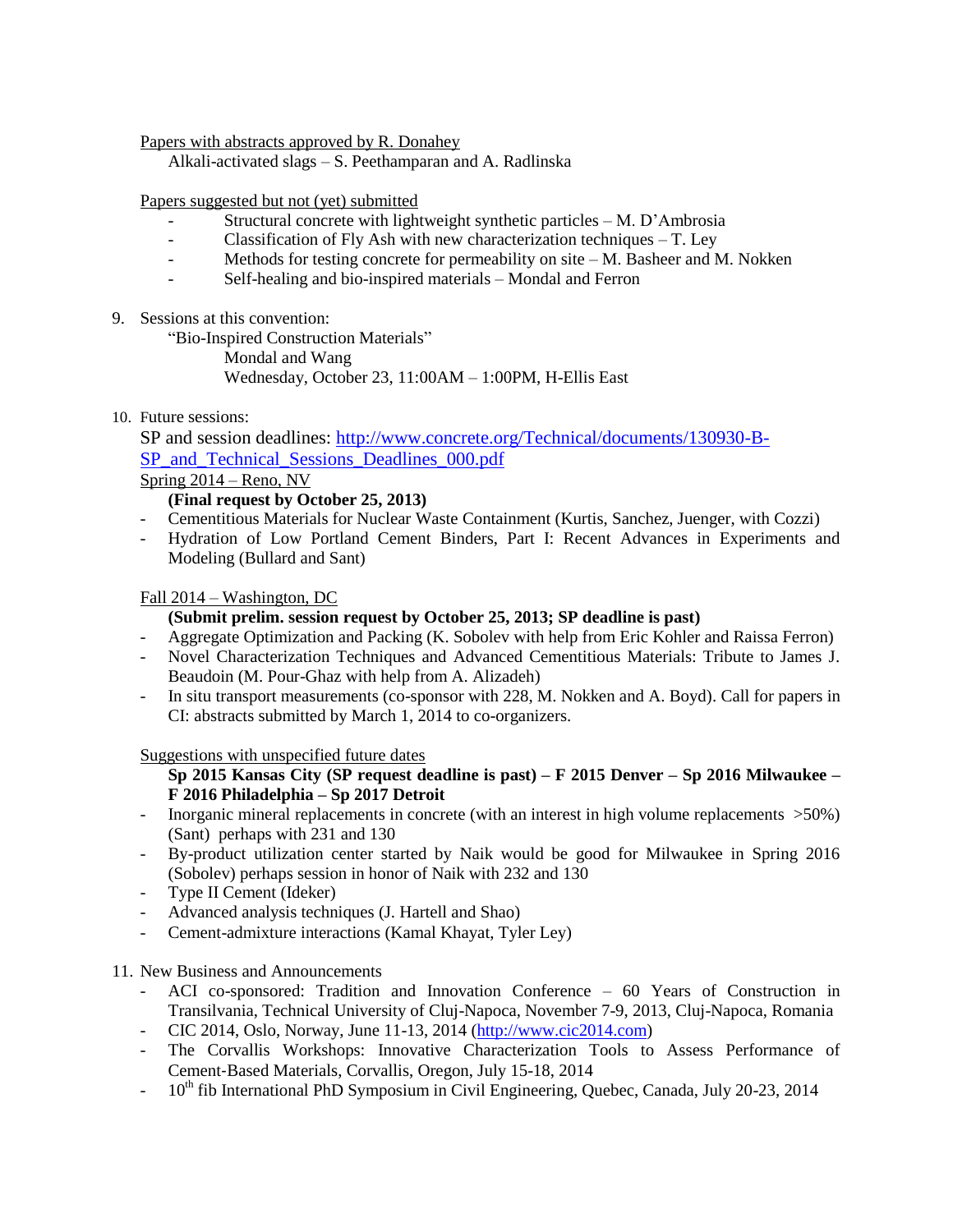Papers with abstracts approved by R. Donahey

Alkali-activated slags – S. Peethamparan and A. Radlinska

Papers suggested but not (yet) submitted

- Structural concrete with lightweight synthetic particles – M. D'Ambrosia
- Classification of Fly Ash with new characterization techniques – T. Ley
- Methods for testing concrete for permeability on site – M. Basheer and M. Nokken
- Self-healing and bio-inspired materials – Mondal and Ferron

9. Sessions at this convention:

   "Bio-Inspired Construction Materials"

   Mondal and Wang

   Wednesday, October 23, 11:00AM – 1:00PM, H-Ellis East

10. Future sessions:

    SP and session deadlines: [http://www.concrete.org/Technical/documents/130930-B-SP_and_Technical_Sessions_Deadlines_000.pdf](http://www.concrete.org/Technical/documents/130930-B-SP_and_Technical_Sessions_Deadlines_000.pdf)

    Spring 2014 – Reno, NV

    **(Final request by October 25, 2013)**

    - Cementitious Materials for Nuclear Waste Containment (Kurtis, Sanchez, Juenger, with Cozzi)
    - Hydration of Low Portland Cement Binders, Part I: Recent Advances in Experiments and Modeling (Bullard and Sant)

    Fall 2014 – Washington, DC

    **(Submit prelim. session request by October 25, 2013; SP deadline is past)**

    - Aggregate Optimization and Packing (K. Sobolev with help from Eric Kohler and Raissa Ferron)
    - Novel Characterization Techniques and Advanced Cementitious Materials: Tribute to James J. Beaudoin (M. Pour-Ghaz with help from A. Alizadeh)
    - In situ transport measurements (co-sponsor with 228, M. Nokken and A. Boyd). Call for papers in CI: abstracts submitted by March 1, 2014 to co-organizers.

    Suggestions with unspecified future dates

    **Sp 2015 Kansas City (SP request deadline is past) – F 2015 Denver – Sp 2016 Milwaukee – F 2016 Philadelphia – Sp 2017 Detroit**

    - Inorganic mineral replacements in concrete (with an interest in high volume replacements >50%) (Sant) perhaps with 231 and 130
    - By-product utilization center started by Naik would be good for Milwaukee in Spring 2016 (Sobolev) perhaps session in honor of Naik with 232 and 130
    - Type II Cement (Ideker)
    - Advanced analysis techniques (J. Hartell and Shao)
    - Cement-admixture interactions (Kamal Khayat, Tyler Ley)

11. New Business and Announcements

    - ACI co-sponsored: Tradition and Innovation Conference – 60 Years of Construction in Transilvania, Technical University of Cluj-Napoca, November 7-9, 2013, Cluj-Napoca, Romania
    - CIC 2014, Oslo, Norway, June 11-13, 2014 ([http://www.cic2014.com](http://www.cic2014.com))
    - The Corvallis Workshops: Innovative Characterization Tools to Assess Performance of Cement-Based Materials, Corvallis, Oregon, July 15-18, 2014
    - 10th fib International PhD Symposium in Civil Engineering, Quebec, Canada, July 20-23, 2014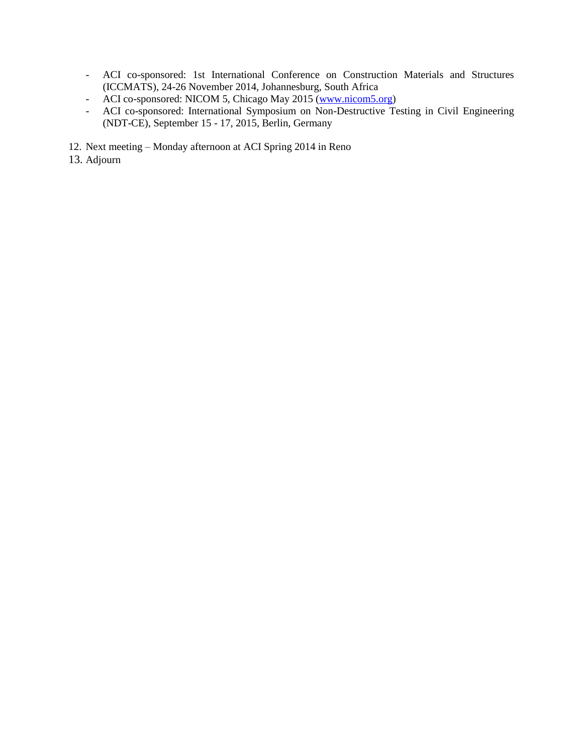- ACI co-sponsored: 1st International Conference on Construction Materials and Structures (ICCMATS), 24-26 November 2014, Johannesburg, South Africa
- ACI co-sponsored: NICOM 5, Chicago May 2015 (www.nicom5.org)
- ACI co-sponsored: International Symposium on Non-Destructive Testing in Civil Engineering (NDT-CE), September 15 - 17, 2015, Berlin, Germany

12. Next meeting – Monday afternoon at ACI Spring 2014 in Reno
13. Adjourn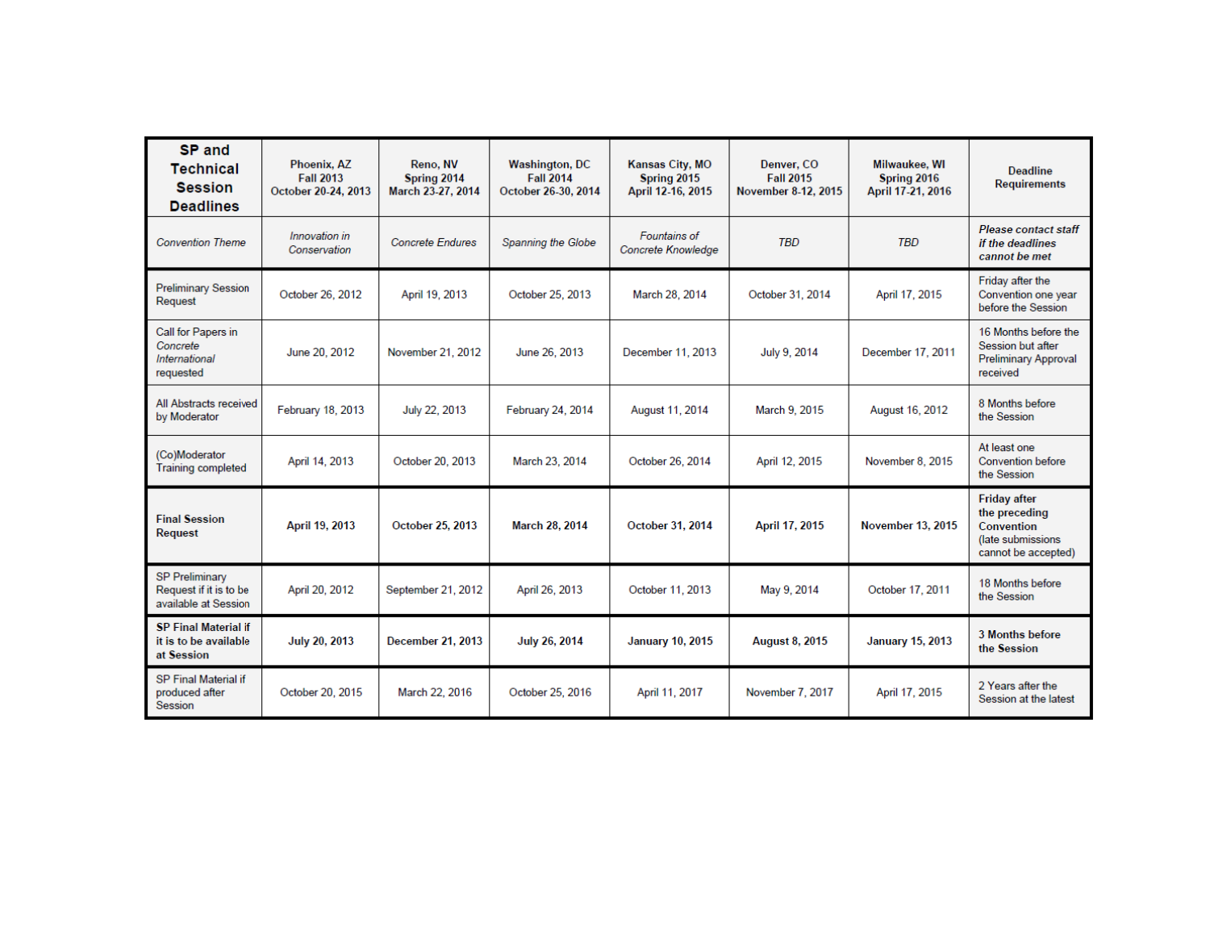| **SP and Technical Session Deadlines** | **Phoenix, AZ Fall 2013 October 20-24, 2013** | **Reno, NV Spring 2014 March 23-27, 2014** | **Washington, DC Fall 2014 October 26-30, 2014** | **Kansas City, MO Spring 2015 April 12-16, 2015** | **Denver, CO Fall 2015 November 8-12, 2015** | **Milwaukee, WI Spring 2016 April 17-21, 2016** | **Deadline Requirements** |
|---|---|---|---|---|---|---|---|
| *Convention Theme* | *Innovation in Conservation* | *Concrete Endures* | *Spanning the Globe* | *Fountains of Concrete Knowledge* | *TBD* | *TBD* | ***Please contact staff if the deadlines cannot be met*** |
| Preliminary Session Request | October 26, 2012 | April 19, 2013 | October 25, 2013 | March 28, 2014 | October 31, 2014 | April 17, 2015 | Friday after the Convention one year before the Session |
| Call for Papers in *Concrete International* requested | June 20, 2012 | November 21, 2012 | June 26, 2013 | December 11, 2013 | July 9, 2014 | December 17, 2011 | 16 Months before the Session but after Preliminary Approval received |
| All Abstracts received by Moderator | February 18, 2013 | July 22, 2013 | February 24, 2014 | August 11, 2014 | March 9, 2015 | August 16, 2012 | 8 Months before the Session |
| (Co)Moderator Training completed | April 14, 2013 | October 20, 2013 | March 23, 2014 | October 26, 2014 | April 12, 2015 | November 8, 2015 | At least one Convention before the Session |
| **Final Session Request** | **April 19, 2013** | **October 25, 2013** | **March 28, 2014** | **October 31, 2014** | **April 17, 2015** | **November 13, 2015** | **Friday after the preceding Convention** (late submissions cannot be accepted) |
| SP Preliminary Request if it is to be available at Session | April 20, 2012 | September 21, 2012 | April 26, 2013 | October 11, 2013 | May 9, 2014 | October 17, 2011 | 18 Months before the Session |
| **SP Final Material if it is to be available at Session** | **July 20, 2013** | **December 21, 2013** | **July 26, 2014** | **January 10, 2015** | **August 8, 2015** | **January 15, 2013** | **3 Months before the Session** |
| SP Final Material if produced after Session | October 20, 2015 | March 22, 2016 | October 25, 2016 | April 11, 2017 | November 7, 2017 | April 17, 2015 | 2 Years after the Session at the latest |